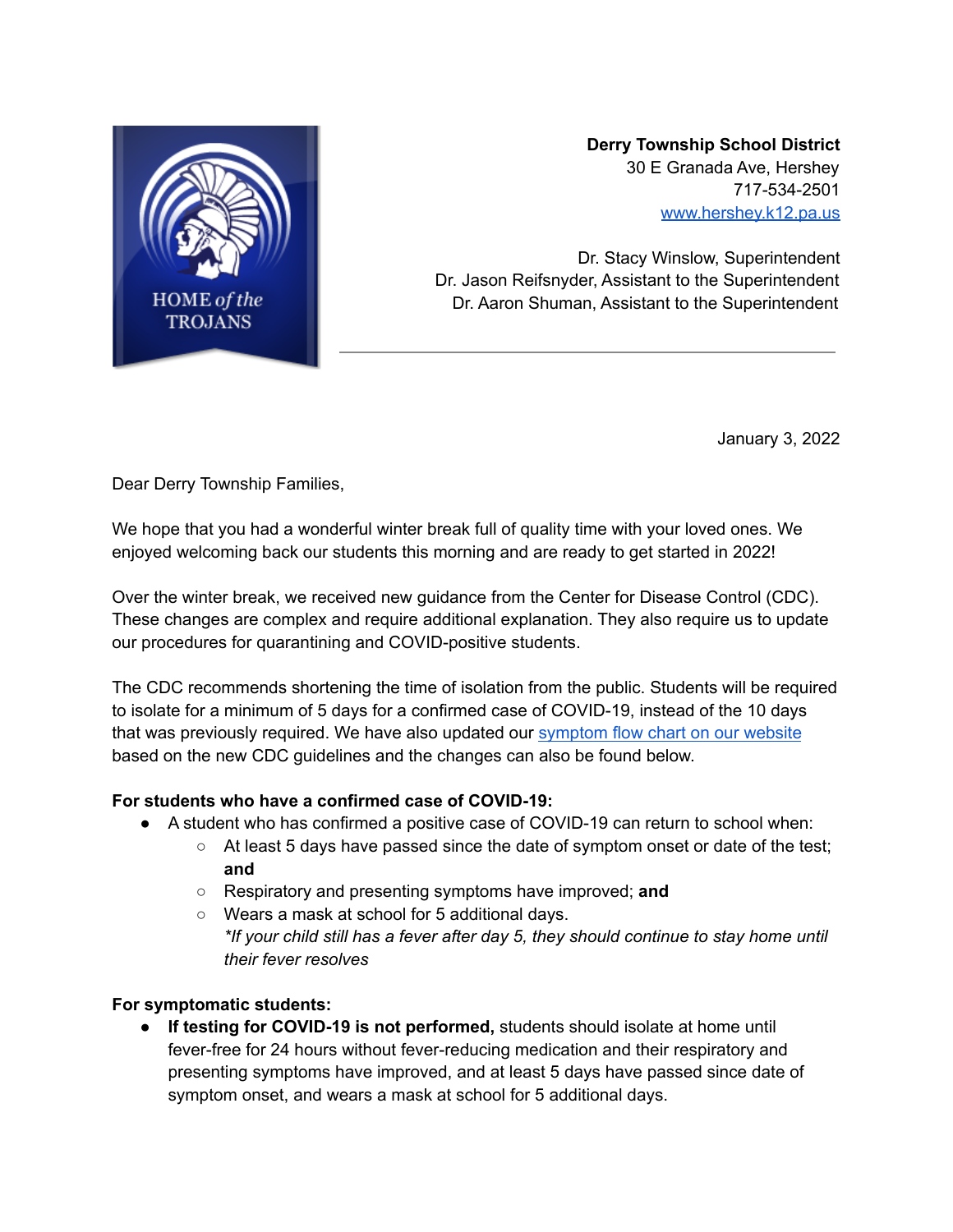HOME *of the* TROJANS

**Derry Township School District**
30 E Granada Ave, Hershey
717-534-2501
[www.hershey.k12.pa.us](http://www.hershey.k12.pa.us)

Dr. Stacy Winslow, Superintendent
Dr. Jason Reifsnyder, Assistant to the Superintendent
Dr. Aaron Shuman, Assistant to the Superintendent

---

January 3, 2022

Dear Derry Township Families,

We hope that you had a wonderful winter break full of quality time with your loved ones. We enjoyed welcoming back our students this morning and are ready to get started in 2022!

Over the winter break, we received new guidance from the Center for Disease Control (CDC). These changes are complex and require additional explanation. They also require us to update our procedures for quarantining and COVID-positive students.

The CDC recommends shortening the time of isolation from the public. Students will be required to isolate for a minimum of 5 days for a confirmed case of COVID-19, instead of the 10 days that was previously required. We have also updated our symptom flow chart on our website based on the new CDC guidelines and the changes can also be found below.

**For students who have a confirmed case of COVID-19:**

- A student who has confirmed a positive case of COVID-19 can return to school when:
  - At least 5 days have passed since the date of symptom onset or date of the test; **and**
  - Respiratory and presenting symptoms have improved; **and**
  - Wears a mask at school for 5 additional days.
    *\*If your child still has a fever after day 5, they should continue to stay home until their fever resolves*

**For symptomatic students:**

- **If testing for COVID-19 is not performed,** students should isolate at home until fever-free for 24 hours without fever-reducing medication and their respiratory and presenting symptoms have improved, and at least 5 days have passed since date of symptom onset, and wears a mask at school for 5 additional days.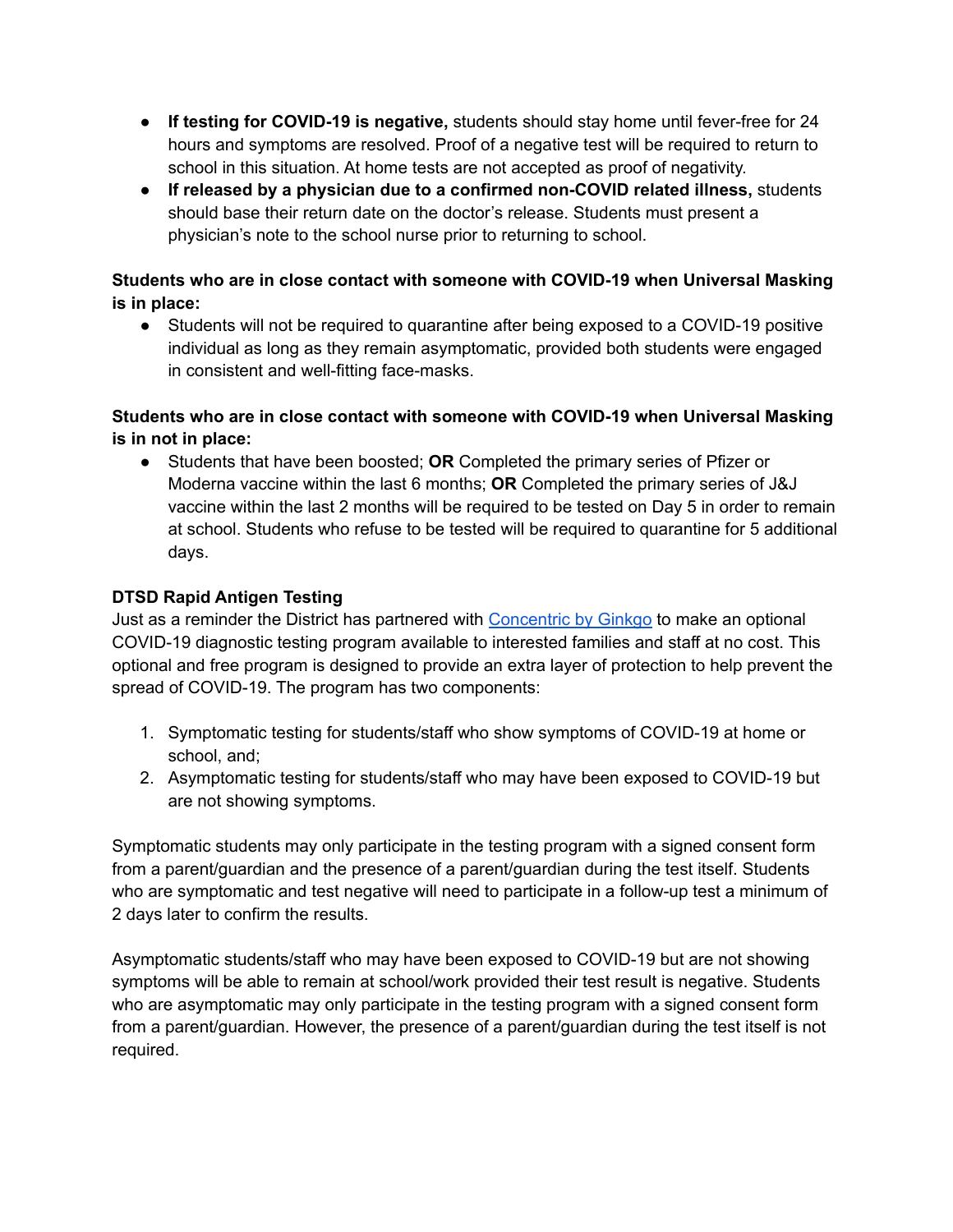- **If testing for COVID-19 is negative,** students should stay home until fever-free for 24 hours and symptoms are resolved. Proof of a negative test will be required to return to school in this situation. At home tests are not accepted as proof of negativity.
- **If released by a physician due to a confirmed non-COVID related illness,** students should base their return date on the doctor's release. Students must present a physician's note to the school nurse prior to returning to school.

**Students who are in close contact with someone with COVID-19 when Universal Masking is in place:**

- Students will not be required to quarantine after being exposed to a COVID-19 positive individual as long as they remain asymptomatic, provided both students were engaged in consistent and well-fitting face-masks.

**Students who are in close contact with someone with COVID-19 when Universal Masking is in not in place:**

- Students that have been boosted; **OR** Completed the primary series of Pfizer or Moderna vaccine within the last 6 months; **OR** Completed the primary series of J&J vaccine within the last 2 months will be required to be tested on Day 5 in order to remain at school. Students who refuse to be tested will be required to quarantine for 5 additional days.

**DTSD Rapid Antigen Testing**

Just as a reminder the District has partnered with [Concentric by Ginkgo]() to make an optional COVID-19 diagnostic testing program available to interested families and staff at no cost. This optional and free program is designed to provide an extra layer of protection to help prevent the spread of COVID-19. The program has two components:

1. Symptomatic testing for students/staff who show symptoms of COVID-19 at home or school, and;
2. Asymptomatic testing for students/staff who may have been exposed to COVID-19 but are not showing symptoms.

Symptomatic students may only participate in the testing program with a signed consent form from a parent/guardian and the presence of a parent/guardian during the test itself. Students who are symptomatic and test negative will need to participate in a follow-up test a minimum of 2 days later to confirm the results.

Asymptomatic students/staff who may have been exposed to COVID-19 but are not showing symptoms will be able to remain at school/work provided their test result is negative. Students who are asymptomatic may only participate in the testing program with a signed consent form from a parent/guardian. However, the presence of a parent/guardian during the test itself is not required.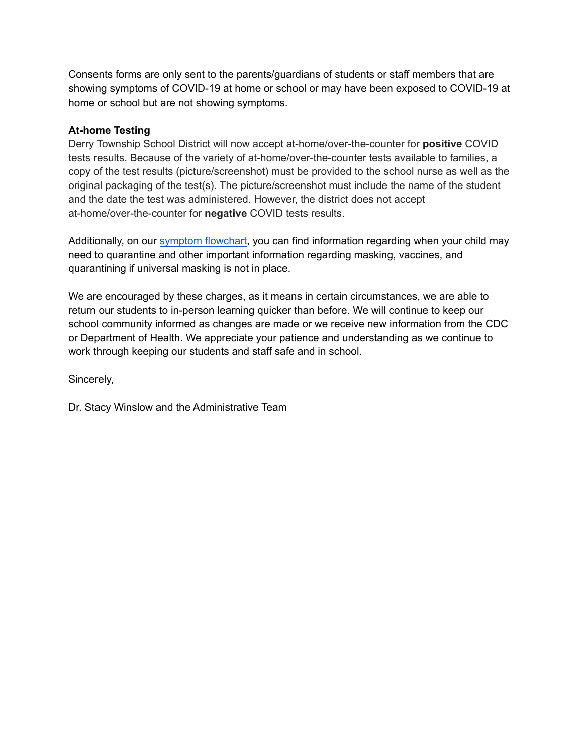Consents forms are only sent to the parents/guardians of students or staff members that are showing symptoms of COVID-19 at home or school or may have been exposed to COVID-19 at home or school but are not showing symptoms.

**At-home Testing**

Derry Township School District will now accept at-home/over-the-counter for **positive** COVID tests results. Because of the variety of at-home/over-the-counter tests available to families, a copy of the test results (picture/screenshot) must be provided to the school nurse as well as the original packaging of the test(s). The picture/screenshot must include the name of the student and the date the test was administered. However, the district does not accept at-home/over-the-counter for **negative** COVID tests results.

Additionally, on our symptom flowchart, you can find information regarding when your child may need to quarantine and other important information regarding masking, vaccines, and quarantining if universal masking is not in place.

We are encouraged by these charges, as it means in certain circumstances, we are able to return our students to in-person learning quicker than before. We will continue to keep our school community informed as changes are made or we receive new information from the CDC or Department of Health. We appreciate your patience and understanding as we continue to work through keeping our students and staff safe and in school.

Sincerely,

Dr. Stacy Winslow and the Administrative Team